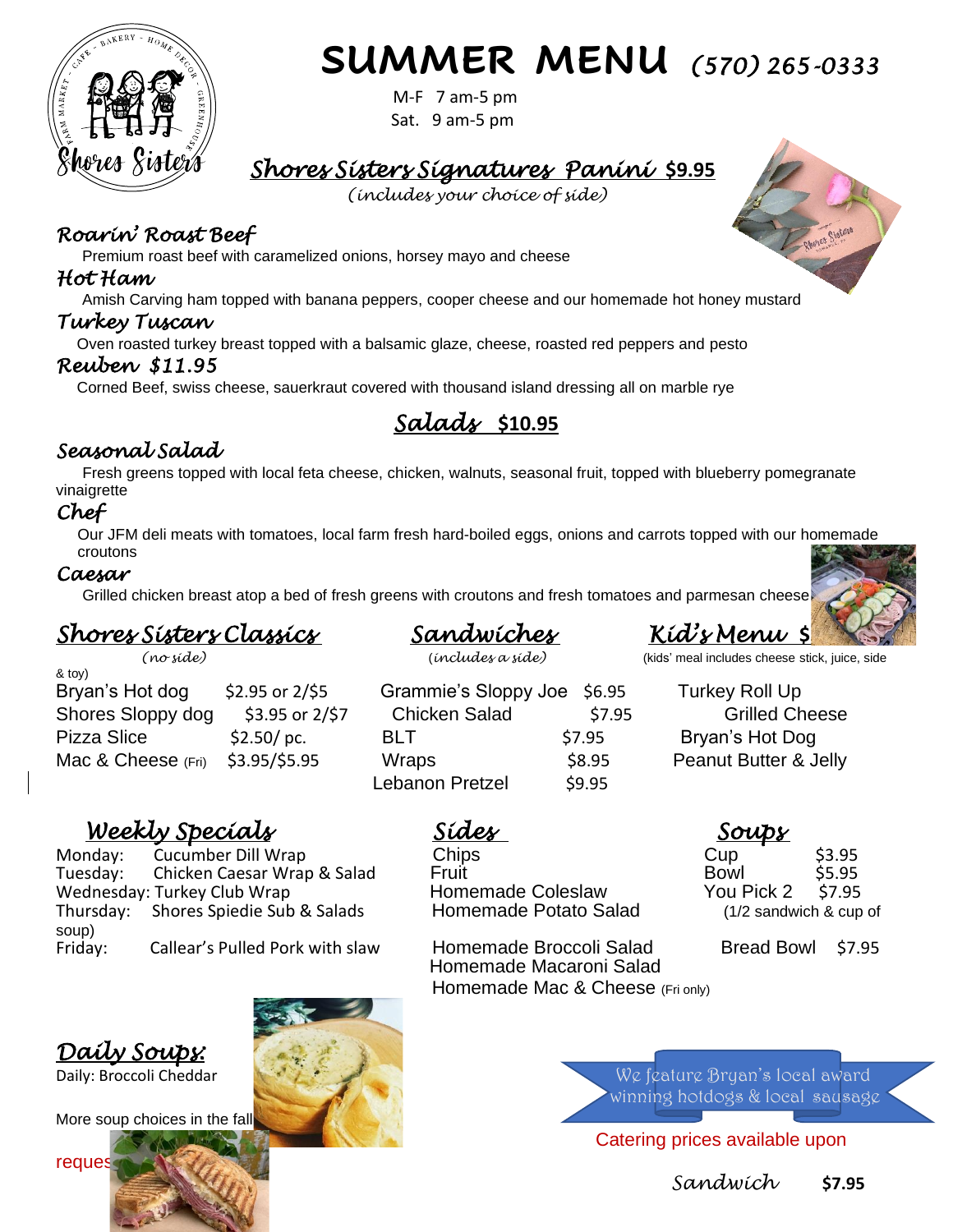# SUMMER MENU *(570) 265-0333*

M-F 7 am-5 pm
Sat. 9 am-5 pm

## *Shores Sisters Signatures Panini* $9.95

*(includes your choice of side)*

### *Roarin' Roast Beef*

Premium roast beef with caramelized onions, horsey mayo and cheese

### *Hot Ham*

Amish Carving ham topped with banana peppers, cooper cheese and our homemade hot honey mustard

### *Turkey Tuscan*

Oven roasted turkey breast topped with a balsamic glaze, cheese, roasted red peppers and pesto

### *Reuben $11.95*

Corned Beef, swiss cheese, sauerkraut covered with thousand island dressing all on marble rye

## *Salads* $10.95

### *Seasonal Salad*

Fresh greens topped with local feta cheese, chicken, walnuts, seasonal fruit, topped with blueberry pomegranate vinaigrette

### *Chef*

Our JFM deli meats with tomatoes, local farm fresh hard-boiled eggs, onions and carrots topped with our homemade croutons

### *Caesar*

Grilled chicken breast atop a bed of fresh greens with croutons and fresh tomatoes and parmesan cheese

## *Shores Sisters Classics*

*(no side)*

| Item | Price |
|---|---|
| Bryan's Hot dog | $2.95 or 2/$5 |
| Shores Sloppy dog | $3.95 or 2/$7 |
| Pizza Slice | $2.50/ pc. |
| Mac & Cheese (Fri) | $3.95/$5.95 |

## *Sandwiches*

*(includes a side)*

| Item | Price |
|---|---|
| Grammie's Sloppy Joe | $6.95 |
| Chicken Salad | $7.95 |
| BLT | $7.95 |
| Wraps | $8.95 |
| Lebanon Pretzel | $9.95 |

## *Kid's Menu* $

(kids' meal includes cheese stick, juice, side & toy)

- Turkey Roll Up
- Grilled Cheese
- Bryan's Hot Dog
- Peanut Butter & Jelly

## *Weekly Specials*

- Monday: Cucumber Dill Wrap
- Tuesday: Chicken Caesar Wrap & Salad
- Wednesday: Turkey Club Wrap
- Thursday: Shores Spiedie Sub & Salads
- Friday: Callear's Pulled Pork with slaw

## *Sides*

- Chips
- Fruit
- Homemade Coleslaw
- Homemade Potato Salad
- Homemade Broccoli Salad
- Homemade Macaroni Salad
- Homemade Mac & Cheese (Fri only)

## *Soups*

| Item | Price |
|---|---|
| Cup | $3.95 |
| Bowl | $5.95 |
| You Pick 2 (1/2 sandwich & cup of soup) | $7.95 |
| Bread Bowl | $7.95 |

## *Daily Soups:*

Daily: Broccoli Cheddar

More soup choices in the fall

We feature Bryan's local award winning hotdogs & local sausage

Catering prices available upon request

*Sandwich* $7.95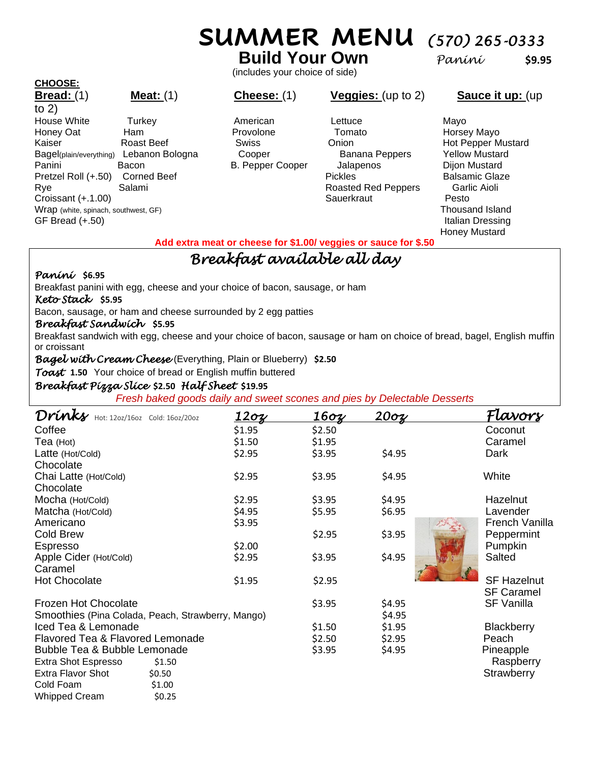# SUMMER MENU *(570) 265-0333*

## Build Your Own *Panini* $9.95

(includes your choice of side)

**CHOOSE:**

| **Bread:** (1) | **Meat:** (1) | **Cheese:** (1) | **Veggies:** (up to 2) | **Sauce it up:** (up to 2) |
|---|---|---|---|---|
| House White | Turkey | American | Lettuce | Mayo |
| Honey Oat | Ham | Provolone | Tomato | Horsey Mayo |
| Kaiser | Roast Beef | Swiss | Onion | Hot Pepper Mustard |
| Bagel(plain/everything) | Lebanon Bologna | Cooper | Banana Peppers | Yellow Mustard |
| Panini | Bacon | B. Pepper Cooper | Jalapenos | Dijon Mustard |
| Pretzel Roll (+.50) | Corned Beef | | Pickles | Balsamic Glaze |
| Rye | Salami | | Roasted Red Peppers | Garlic Aioli |
| Croissant (+.1.00) | | | Sauerkraut | Pesto |
| Wrap (white, spinach, southwest, GF) | | | | Thousand Island |
| GF Bread (+.50) | | | | Italian Dressing |
| | | | | Honey Mustard |

**Add extra meat or cheese for $1.00/ veggies or sauce for $.50**

## *Breakfast available all day*

***Panini*** **$6.95**
Breakfast panini with egg, cheese and your choice of bacon, sausage, or ham

***Keto Stack*** **$5.95**
Bacon, sausage, or ham and cheese surrounded by 2 egg patties

***Breakfast Sandwich*** **$5.95**
Breakfast sandwich with egg, cheese and your choice of bacon, sausage or ham on choice of bread, bagel, English muffin or croissant

***Bagel with Cream Cheese*** (Everything, Plain or Blueberry) **$2.50**

***Toast*** **1.50** Your choice of bread or English muffin buttered

***Breakfast Pizza Slice*** **$2.50** ***Half Sheet*** **$19.95**

*Fresh baked goods daily and sweet scones and pies by Delectable Desserts*

| ***Drinks*** Hot: 12oz/16oz Cold: 16oz/20oz | *12oz* | *16oz* | *20oz* | *Flavors* |
|---|---|---|---|---|
| Coffee | $1.95 | $2.50 | | Coconut |
| Tea (Hot) | $1.50 | $1.95 | | Caramel |
| Latte (Hot/Cold) | $2.95 | $3.95 | $4.95 | Dark Chocolate |
| Chai Latte (Hot/Cold) | $2.95 | $3.95 | $4.95 | White Chocolate |
| Mocha (Hot/Cold) | $2.95 | $3.95 | $4.95 | Hazelnut |
| Matcha (Hot/Cold) | $4.95 | $5.95 | $6.95 | Lavender |
| Americano | $3.95 | | | French Vanilla |
| Cold Brew | | $2.95 | $3.95 | Peppermint |
| Espresso | $2.00 | | | Pumpkin |
| Apple Cider (Hot/Cold) | $2.95 | $3.95 | $4.95 | Salted Caramel |
| Hot Chocolate | $1.95 | $2.95 | | SF Hazelnut |
| | | | | SF Caramel |
| Frozen Hot Chocolate | | $3.95 | $4.95 | SF Vanilla |
| Smoothies (Pina Colada, Peach, Strawberry, Mango) | | | $4.95 | |
| Iced Tea & Lemonade | | $1.50 | $1.95 | Blackberry |
| Flavored Tea & Flavored Lemonade | | $2.50 | $2.95 | Peach |
| Bubble Tea & Bubble Lemonade | | $3.95 | $4.95 | Pineapple |
| Extra Shot Espresso $1.50 | | | | Raspberry |
| Extra Flavor Shot $0.50 | | | | Strawberry |
| Cold Foam $1.00 | | | | |
| Whipped Cream $0.25 | | | | |